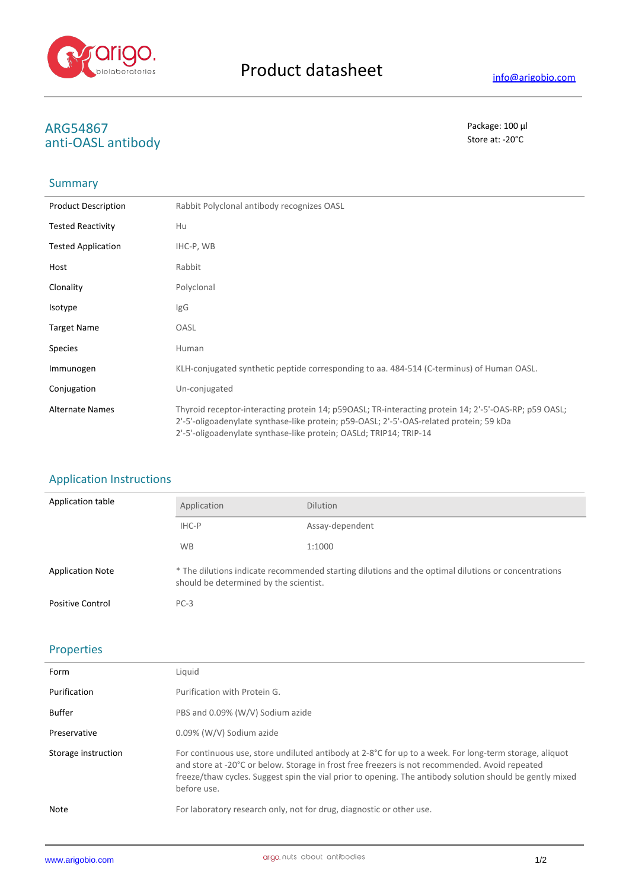# Product datasheet

info@arigobio.com

## ARG54867
## anti-OASL antibody

Package: 100 μl
Store at: -20°C

### Summary

| | |
|---|---|
| Product Description | Rabbit Polyclonal antibody recognizes OASL |
| Tested Reactivity | Hu |
| Tested Application | IHC-P, WB |
| Host | Rabbit |
| Clonality | Polyclonal |
| Isotype | IgG |
| Target Name | OASL |
| Species | Human |
| Immunogen | KLH-conjugated synthetic peptide corresponding to aa. 484-514 (C-terminus) of Human OASL. |
| Conjugation | Un-conjugated |
| Alternate Names | Thyroid receptor-interacting protein 14; p59OASL; TR-interacting protein 14; 2'-5'-OAS-RP; p59 OASL; 2'-5'-oligoadenylate synthase-like protein; p59-OASL; 2'-5'-OAS-related protein; 59 kDa 2'-5'-oligoadenylate synthase-like protein; OASLd; TRIP14; TRIP-14 |

### Application Instructions

Application table

| Application | Dilution |
|---|---|
| IHC-P | Assay-dependent |
| WB | 1:1000 |

| | |
|---|---|
| Application Note | * The dilutions indicate recommended starting dilutions and the optimal dilutions or concentrations should be determined by the scientist. |
| Positive Control | PC-3 |

### Properties

| | |
|---|---|
| Form | Liquid |
| Purification | Purification with Protein G. |
| Buffer | PBS and 0.09% (W/V) Sodium azide |
| Preservative | 0.09% (W/V) Sodium azide |
| Storage instruction | For continuous use, store undiluted antibody at 2-8°C for up to a week. For long-term storage, aliquot and store at -20°C or below. Storage in frost free freezers is not recommended. Avoid repeated freeze/thaw cycles. Suggest spin the vial prior to opening. The antibody solution should be gently mixed before use. |
| Note | For laboratory research only, not for drug, diagnostic or other use. |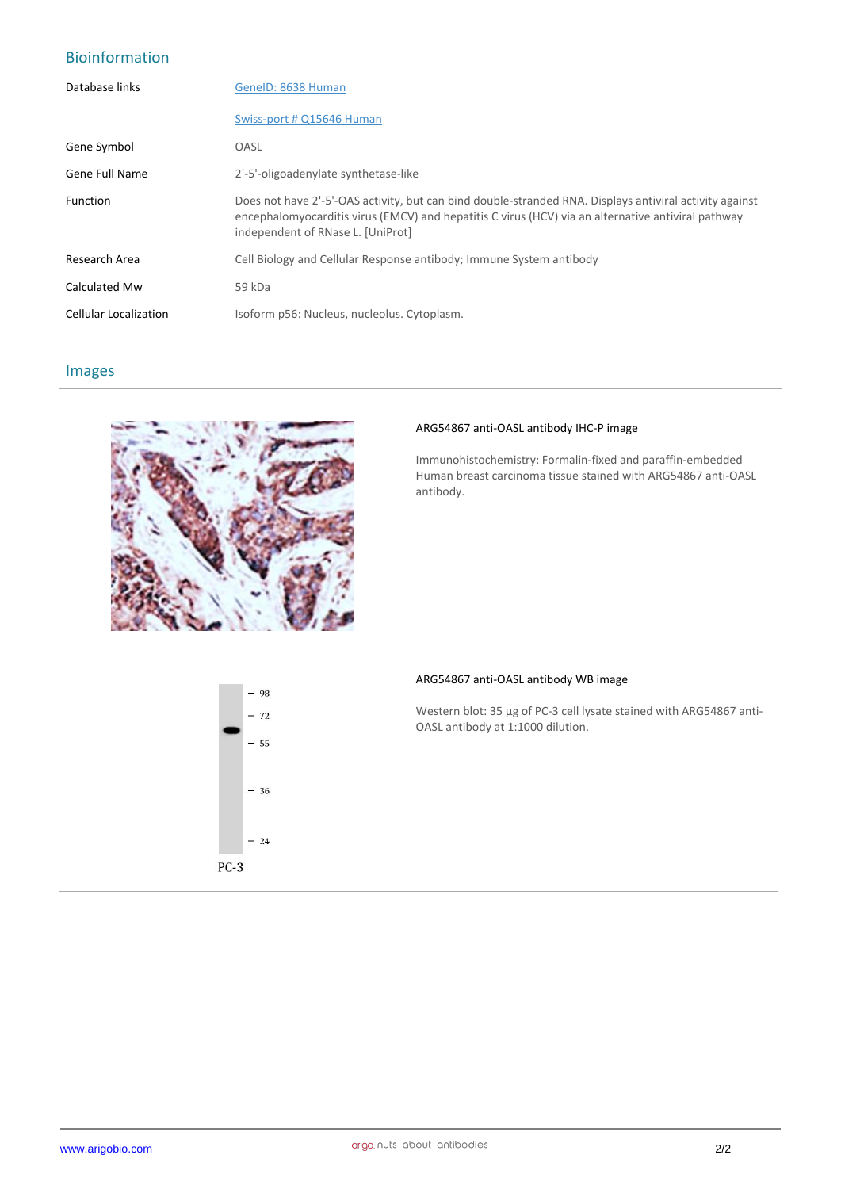## Bioinformation

| | |
|---|---|
| Database links | [GeneID: 8638 Human](#) |
| | [Swiss-port # Q15646 Human](#) |
| Gene Symbol | OASL |
| Gene Full Name | 2'-5'-oligoadenylate synthetase-like |
| Function | Does not have 2'-5'-OAS activity, but can bind double-stranded RNA. Displays antiviral activity against encephalomyocarditis virus (EMCV) and hepatitis C virus (HCV) via an alternative antiviral pathway independent of RNase L. [UniProt] |
| Research Area | Cell Biology and Cellular Response antibody; Immune System antibody |
| Calculated Mw | 59 kDa |
| Cellular Localization | Isoform p56: Nucleus, nucleolus. Cytoplasm. |

## Images

**ARG54867 anti-OASL antibody IHC-P image**

Immunohistochemistry: Formalin-fixed and paraffin-embedded Human breast carcinoma tissue stained with ARG54867 anti-OASL antibody.

98
72
55
36
24
PC-3

**ARG54867 anti-OASL antibody WB image**

Western blot: 35 µg of PC-3 cell lysate stained with ARG54867 anti-OASL antibody at 1:1000 dilution.